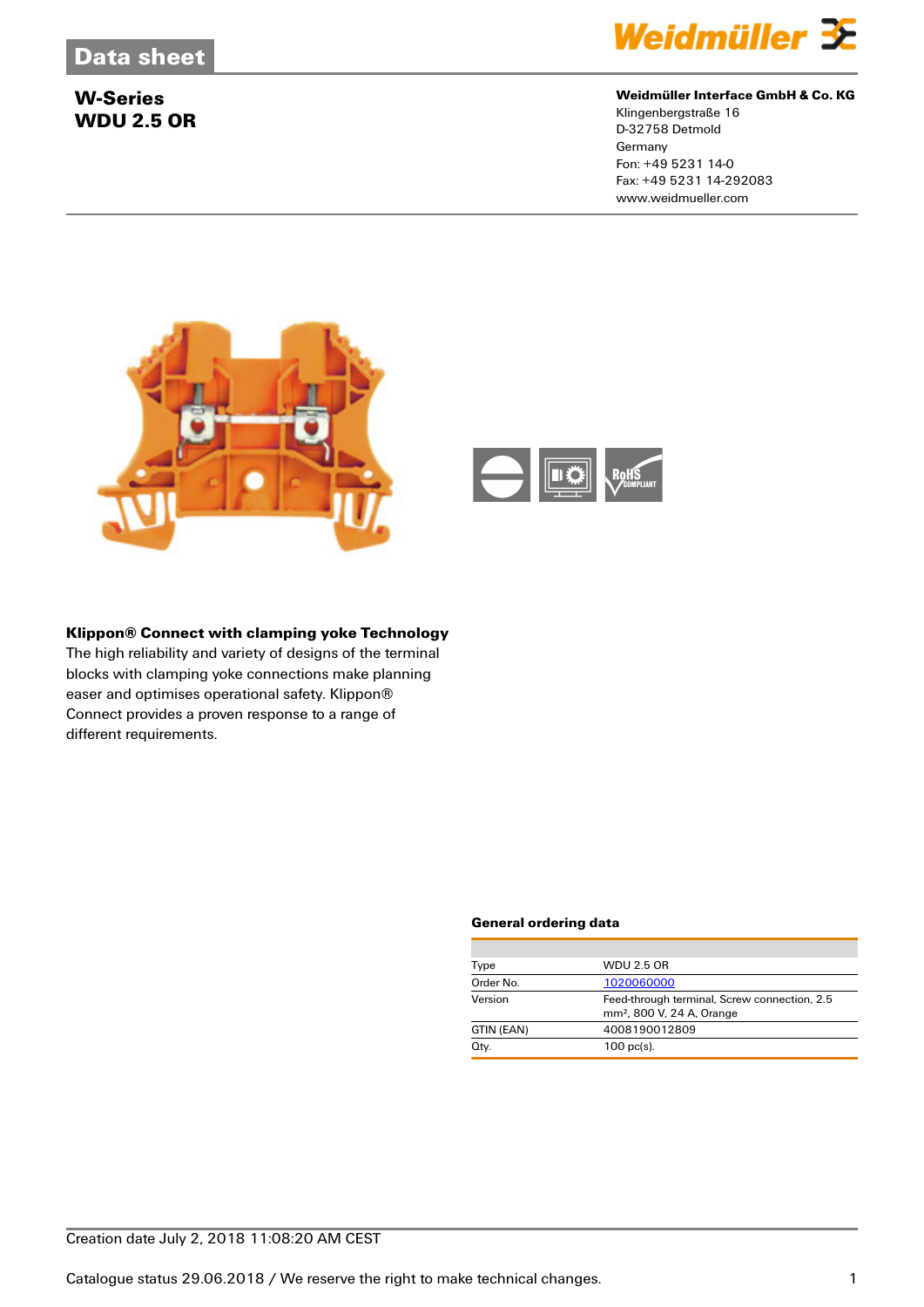# W-Series
# WDU 2.5 OR

**Weidmüller Interface GmbH & Co. KG**
Klingenbergstraße 16
D-32758 Detmold
Germany
Fon: +49 5231 14-0
Fax: +49 5231 14-292083
www.weidmueller.com

### Klippon® Connect with clamping yoke Technology

The high reliability and variety of designs of the terminal blocks with clamping yoke connections make planning easer and optimises operational safety. Klippon® Connect provides a proven response to a range of different requirements.

### General ordering data

| | |
|---|---|
| Type | WDU 2.5 OR |
| Order No. | 1020060000 |
| Version | Feed-through terminal, Screw connection, 2.5 mm², 800 V, 24 A, Orange |
| GTIN (EAN) | 4008190012809 |
| Qty. | 100 pc(s). |

Creation date July 2, 2018 11:08:20 AM CEST

Catalogue status 29.06.2018 / We reserve the right to make technical changes.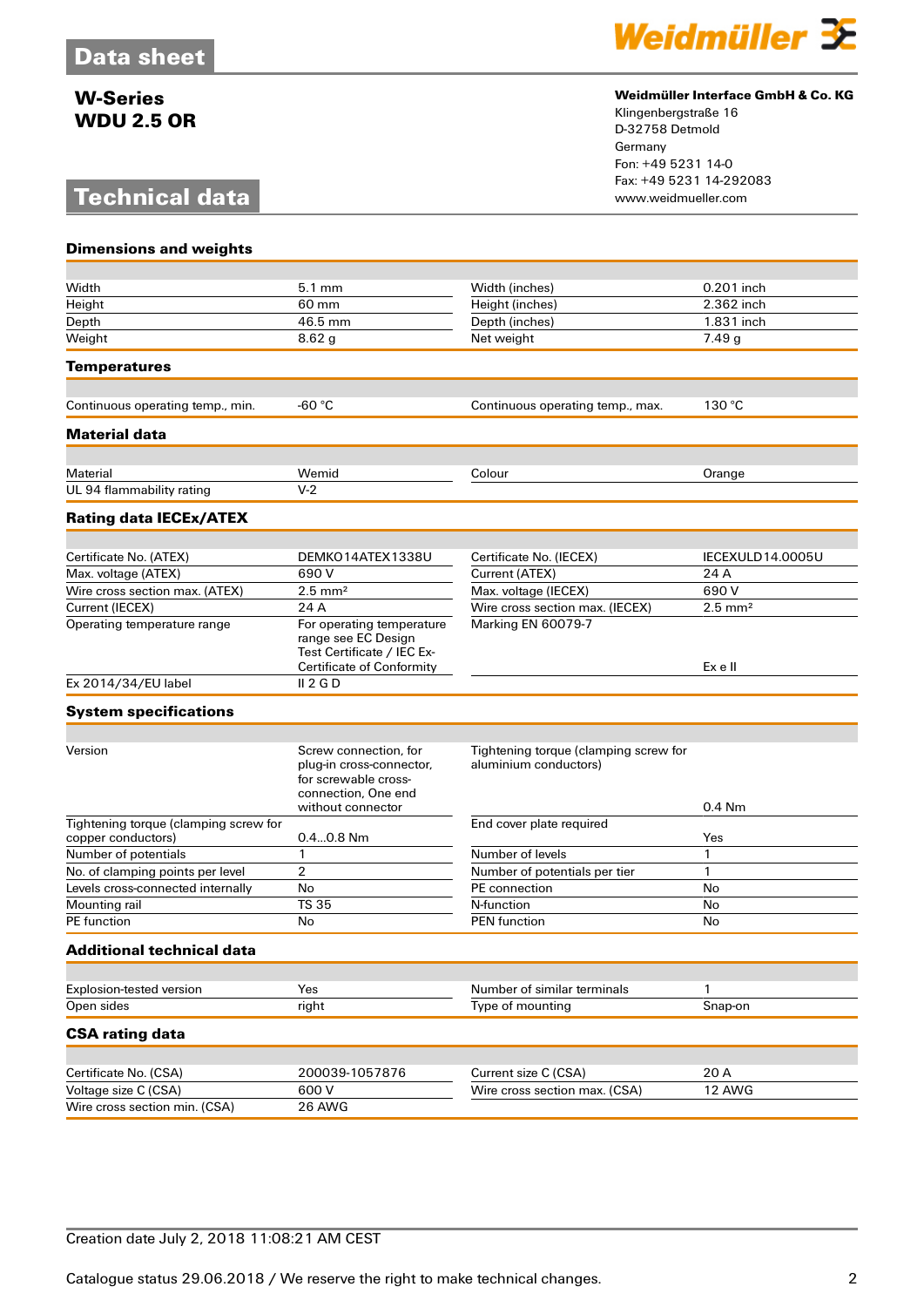# Data sheet

**W-Series**
**WDU 2.5 OR**

**Weidmüller Interface GmbH & Co. KG**
Klingenbergstraße 16
D-32758 Detmold
Germany
Fon: +49 5231 14-0
Fax: +49 5231 14-292083
www.weidmueller.com

# Technical data

### Dimensions and weights

| | | | |
|---|---|---|---|
| Width | 5.1 mm | Width (inches) | 0.201 inch |
| Height | 60 mm | Height (inches) | 2.362 inch |
| Depth | 46.5 mm | Depth (inches) | 1.831 inch |
| Weight | 8.62 g | Net weight | 7.49 g |

### Temperatures

| | | | |
|---|---|---|---|
| Continuous operating temp., min. | -60 °C | Continuous operating temp., max. | 130 °C |

### Material data

| | | | |
|---|---|---|---|
| Material | Wemid | Colour | Orange |
| UL 94 flammability rating | V-2 | | |

### Rating data IECEx/ATEX

| | | | |
|---|---|---|---|
| Certificate No. (ATEX) | DEMKO14ATEX1338U | Certificate No. (IECEX) | IECEXULD14.0005U |
| Max. voltage (ATEX) | 690 V | Current (ATEX) | 24 A |
| Wire cross section max. (ATEX) | 2.5 mm² | Max. voltage (IECEX) | 690 V |
| Current (IECEX) | 24 A | Wire cross section max. (IECEX) | 2.5 mm² |
| Operating temperature range | For operating temperature range see EC Design Test Certificate / IEC Ex-Certificate of Conformity | Marking EN 60079-7 | Ex e II |
| Ex 2014/34/EU label | II 2 G D | | |

### System specifications

| | | | |
|---|---|---|---|
| Version | Screw connection, for plug-in cross-connector, for screwable cross-connection, One end without connector | Tightening torque (clamping screw for aluminium conductors) | 0.4 Nm |
| Tightening torque (clamping screw for copper conductors) | 0.4...0.8 Nm | End cover plate required | Yes |
| Number of potentials | 1 | Number of levels | 1 |
| No. of clamping points per level | 2 | Number of potentials per tier | 1 |
| Levels cross-connected internally | No | PE connection | No |
| Mounting rail | TS 35 | N-function | No |
| PE function | No | PEN function | No |

### Additional technical data

| | | | |
|---|---|---|---|
| Explosion-tested version | Yes | Number of similar terminals | 1 |
| Open sides | right | Type of mounting | Snap-on |

### CSA rating data

| | | | |
|---|---|---|---|
| Certificate No. (CSA) | 200039-1057876 | Current size C (CSA) | 20 A |
| Voltage size C (CSA) | 600 V | Wire cross section max. (CSA) | 12 AWG |
| Wire cross section min. (CSA) | 26 AWG | | |

Creation date July 2, 2018 11:08:21 AM CEST

Catalogue status 29.06.2018 / We reserve the right to make technical changes.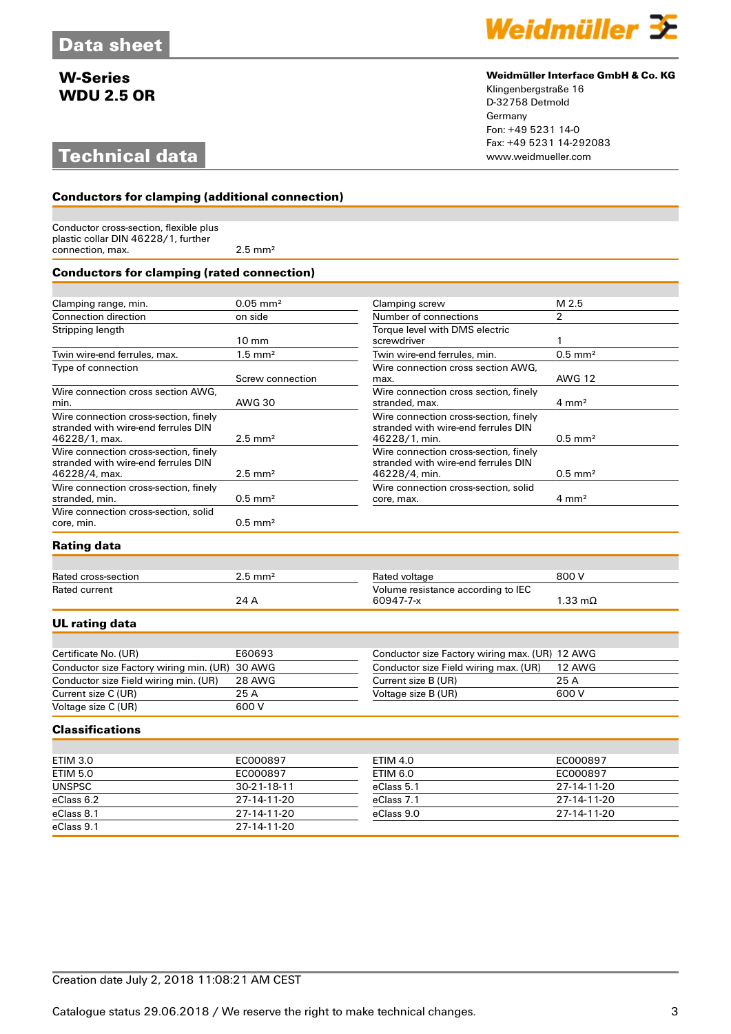**W-Series**
**WDU 2.5 OR**

**Weidmüller Interface GmbH & Co. KG**
Klingenbergstraße 16
D-32758 Detmold
Germany
Fon: +49 5231 14-0
Fax: +49 5231 14-292083
www.weidmueller.com

# Technical data

### Conductors for clamping (additional connection)

| | |
|---|---|
| Conductor cross-section, flexible plus plastic collar DIN 46228/1, further connection, max. | 2.5 mm² |

### Conductors for clamping (rated connection)

| | | | |
|---|---|---|---|
| Clamping range, min. | 0.05 mm² | Clamping screw | M 2.5 |
| Connection direction | on side | Number of connections | 2 |
| Stripping length | 10 mm | Torque level with DMS electric screwdriver | 1 |
| Twin wire-end ferrules, max. | 1.5 mm² | Twin wire-end ferrules, min. | 0.5 mm² |
| Type of connection | Screw connection | Wire connection cross section AWG, max. | AWG 12 |
| Wire connection cross section AWG, min. | AWG 30 | Wire connection cross section, finely stranded, max. | 4 mm² |
| Wire connection cross-section, finely stranded with wire-end ferrules DIN 46228/1, max. | 2.5 mm² | Wire connection cross-section, finely stranded with wire-end ferrules DIN 46228/1, min. | 0.5 mm² |
| Wire connection cross-section, finely stranded with wire-end ferrules DIN 46228/4, max. | 2.5 mm² | Wire connection cross-section, finely stranded with wire-end ferrules DIN 46228/4, min. | 0.5 mm² |
| Wire connection cross-section, finely stranded, min. | 0.5 mm² | Wire connection cross-section, solid core, max. | 4 mm² |
| Wire connection cross-section, solid core, min. | 0.5 mm² | | |

### Rating data

| | | | |
|---|---|---|---|
| Rated cross-section | 2.5 mm² | Rated voltage | 800 V |
| Rated current | 24 A | Volume resistance according to IEC 60947-7-x | 1.33 mΩ |

### UL rating data

| | | | |
|---|---|---|---|
| Certificate No. (UR) | E60693 | Conductor size Factory wiring max. (UR) | 12 AWG |
| Conductor size Factory wiring min. (UR) | 30 AWG | Conductor size Field wiring max. (UR) | 12 AWG |
| Conductor size Field wiring min. (UR) | 28 AWG | Current size B (UR) | 25 A |
| Current size C (UR) | 25 A | Voltage size B (UR) | 600 V |
| Voltage size C (UR) | 600 V | | |

### Classifications

| | | | |
|---|---|---|---|
| ETIM 3.0 | EC000897 | ETIM 4.0 | EC000897 |
| ETIM 5.0 | EC000897 | ETIM 6.0 | EC000897 |
| UNSPSC | 30-21-18-11 | eClass 5.1 | 27-14-11-20 |
| eClass 6.2 | 27-14-11-20 | eClass 7.1 | 27-14-11-20 |
| eClass 8.1 | 27-14-11-20 | eClass 9.0 | 27-14-11-20 |
| eClass 9.1 | 27-14-11-20 | | |

Creation date July 2, 2018 11:08:21 AM CEST

Catalogue status 29.06.2018 / We reserve the right to make technical changes.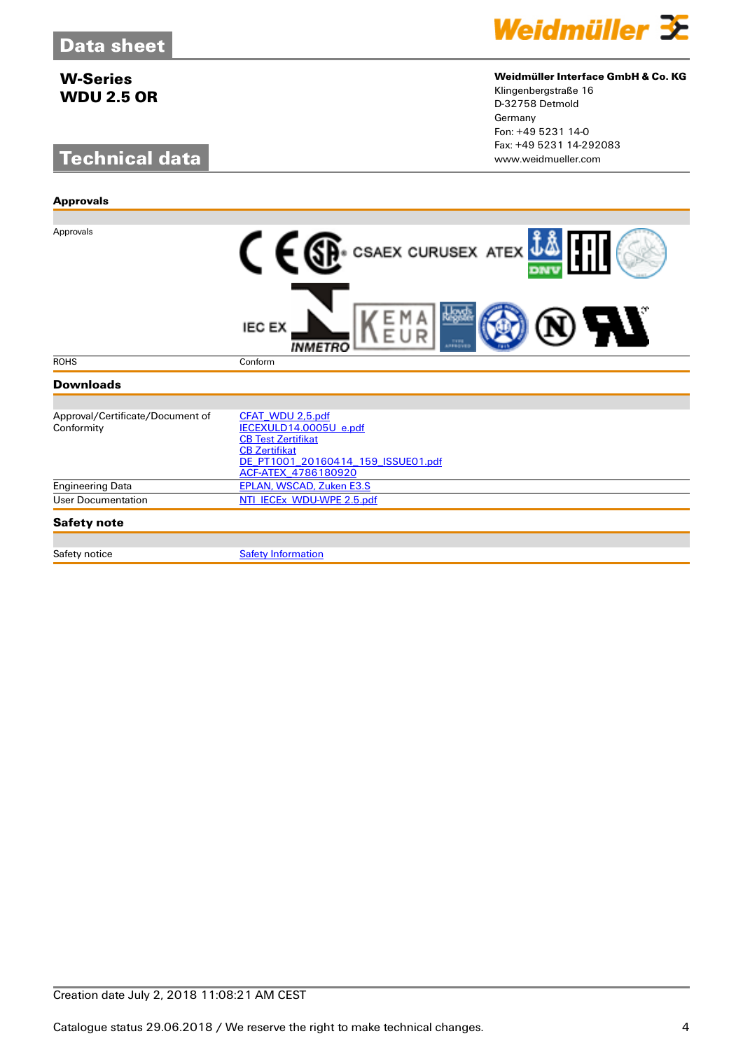# Data sheet

**W-Series**
**WDU 2.5 OR**

**Weidmüller Interface GmbH & Co. KG**
Klingenbergstraße 16
D-32758 Detmold
Germany
Fon: +49 5231 14-0
Fax: +49 5231 14-292083
www.weidmueller.com

## Technical data

### Approvals

| | |
|---|---|
| Approvals | CSAEX CURUSEX ATEX IEC EX INMETRO |
| ROHS | Conform |

### Downloads

| | |
|---|---|
| Approval/Certificate/Document of Conformity | CFAT_WDU 2,5.pdf<br>IECEXULD14.0005U_e.pdf<br>CB Test Zertifikat<br>CB Zertifikat<br>DE_PT1001_20160414_159_ISSUE01.pdf<br>ACF-ATEX_4786180920 |
| Engineering Data | EPLAN, WSCAD, Zuken E3.S |
| User Documentation | NTI_IECEx_WDU-WPE 2.5.pdf |

### Safety note

| | |
|---|---|
| Safety notice | Safety Information |

Creation date July 2, 2018 11:08:21 AM CEST

Catalogue status 29.06.2018 / We reserve the right to make technical changes.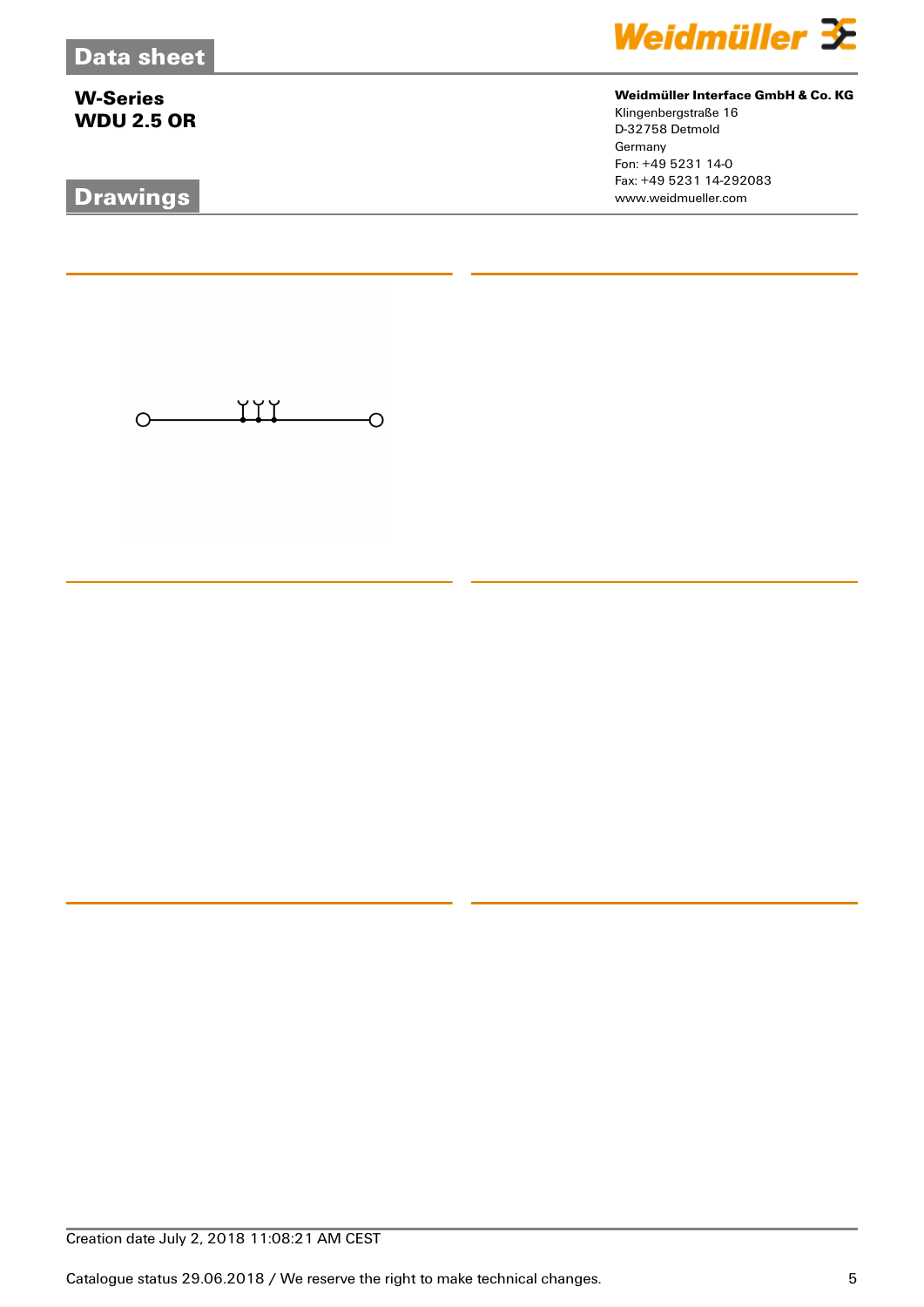## Data sheet

**W-Series**
**WDU 2.5 OR**

**Weidmüller Interface GmbH & Co. KG**
Klingenbergstraße 16
D-32758 Detmold
Germany
Fon: +49 5231 14-0
Fax: +49 5231 14-292083
www.weidmueller.com

## Drawings

Creation date July 2, 2018 11:08:21 AM CEST

Catalogue status 29.06.2018 / We reserve the right to make technical changes.